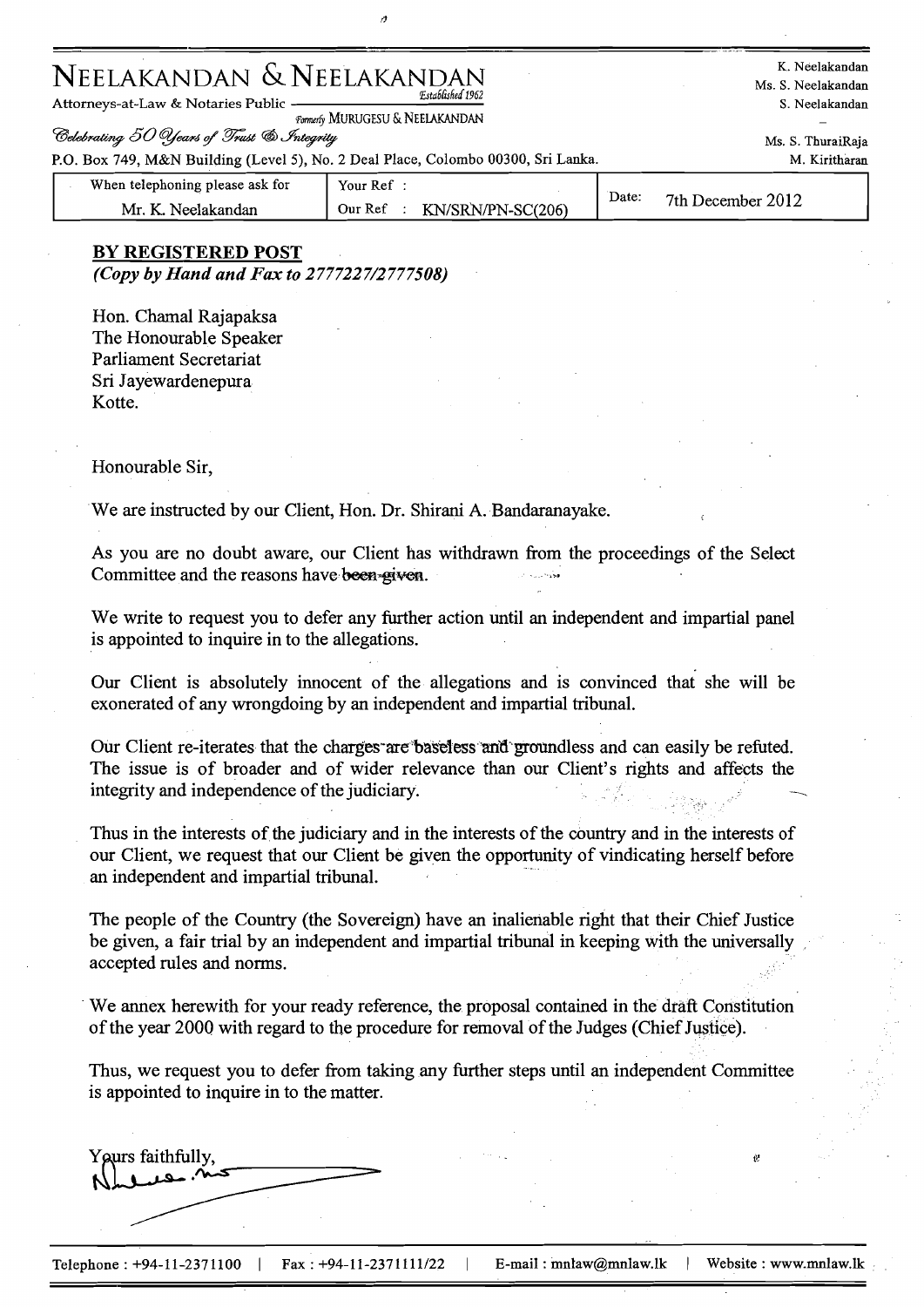# NEELAKANDAN & NEELAKANDAN

Attorneys-at-Law & Notaries Public — *Established 1962*

*Formerly* MURUGESU & NEELAKANDAN

*Celebrating 50 Years of Trust & Integrity*

P.O. Box 749, M&N Building (Level 5), No. 2 Deal Place, Colombo 00300, Sri Lanka.

K. Neelakandan
Ms. S. Neelakandan
S. Neelakandan
–
Ms. S. ThuraiRaja
M. Kiritharan

| | | |
|---|---|---|
| When telephoning please ask for<br>Mr. K. Neelakandan | Your Ref :<br>Our Ref : KN/SRN/PN-SC(206) | Date: 7th December 2012 |

**BY REGISTERED POST**
***(Copy by Hand and Fax to 2777227/2777508)***

Hon. Chamal Rajapaksa
The Honourable Speaker
Parliament Secretariat
Sri Jayewardenepura
Kotte.

Honourable Sir,

We are instructed by our Client, Hon. Dr. Shirani A. Bandaranayake.

As you are no doubt aware, our Client has withdrawn from the proceedings of the Select Committee and the reasons have been given.

We write to request you to defer any further action until an independent and impartial panel is appointed to inquire in to the allegations.

Our Client is absolutely innocent of the allegations and is convinced that she will be exonerated of any wrongdoing by an independent and impartial tribunal.

Our Client re-iterates that the charges are baseless and groundless and can easily be refuted. The issue is of broader and of wider relevance than our Client's rights and affects the integrity and independence of the judiciary.

Thus in the interests of the judiciary and in the interests of the country and in the interests of our Client, we request that our Client be given the opportunity of vindicating herself before an independent and impartial tribunal.

The people of the Country (the Sovereign) have an inalienable right that their Chief Justice be given, a fair trial by an independent and impartial tribunal in keeping with the universally accepted rules and norms.

We annex herewith for your ready reference, the proposal contained in the draft Constitution of the year 2000 with regard to the procedure for removal of the Judges (Chief Justice).

Thus, we request you to defer from taking any further steps until an independent Committee is appointed to inquire in to the matter.

Yours faithfully,

Telephone : +94-11-2371100 | Fax : +94-11-2371111/22 | E-mail : mnlaw@mnlaw.lk | Website : www.mnlaw.lk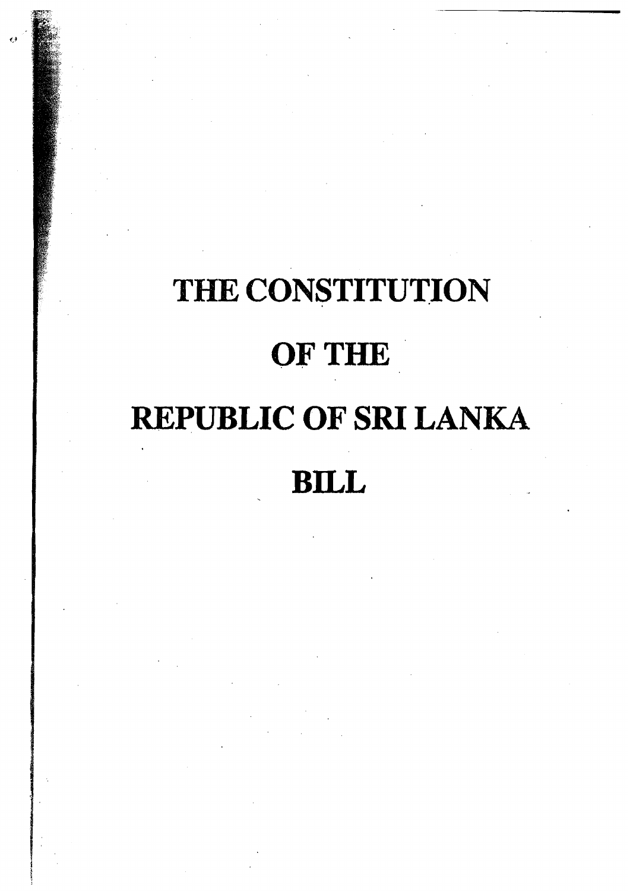# THE CONSTITUTION

# OF THE

# REPUBLIC OF SRI LANKA

# BILL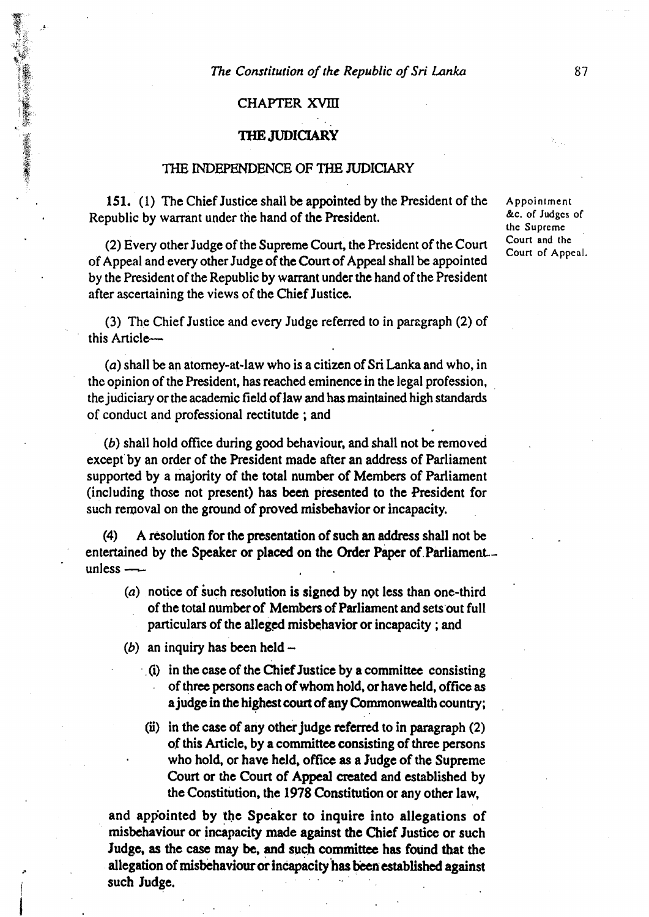## CHAPTER XVIII

## THE JUDICIARY

### THE INDEPENDENCE OF THE JUDICIARY

Appointment &c. of Judges of the Supreme Court and the Court of Appeal.

**151.** (1) The Chief Justice shall be appointed by the President of the Republic by warrant under the hand of the President.

(2) Every other Judge of the Supreme Court, the President of the Court of Appeal and every other Judge of the Court of Appeal shall be appointed by the President of the Republic by warrant under the hand of the President after ascertaining the views of the Chief Justice.

(3) The Chief Justice and every Judge referred to in paragraph (2) of this Article—

(*a*) shall be an atomey-at-law who is a citizen of Sri Lanka and who, in the opinion of the President, has reached eminence in the legal profession, the judiciary or the academic field of law and has maintained high standards of conduct and professional rectitutde ; and

(*b*) shall hold office during good behaviour, and shall not be removed except by an order of the President made after an address of Parliament supported by a majority of the total number of Members of Parliament (including those not present) has been presented to the President for such removal on the ground of proved misbehavior or incapacity.

(4) A resolution for the presentation of such an address shall not be entertained by the Speaker or placed on the Order Paper of Parliament unless —

- (*a*) notice of such resolution is signed by not less than one-third of the total number of Members of Parliament and sets out full particulars of the alleged misbehavior or incapacity ; and
- (*b*) an inquiry has been held –
  - (i) in the case of the Chief Justice by a committee consisting of three persons each of whom hold, or have held, office as a judge in the highest court of any Commonwealth country;
  - (ii) in the case of any other judge referred to in paragraph (2) of this Article, by a committee consisting of three persons who hold, or have held, office as a Judge of the Supreme Court or the Court of Appeal created and established by the Constitution, the 1978 Constitution or any other law,

and appointed by the Speaker to inquire into allegations of misbehaviour or incapacity made against the Chief Justice or such Judge, as the case may be, and such committee has found that the allegation of misbehaviour or incapacity has been established against such Judge.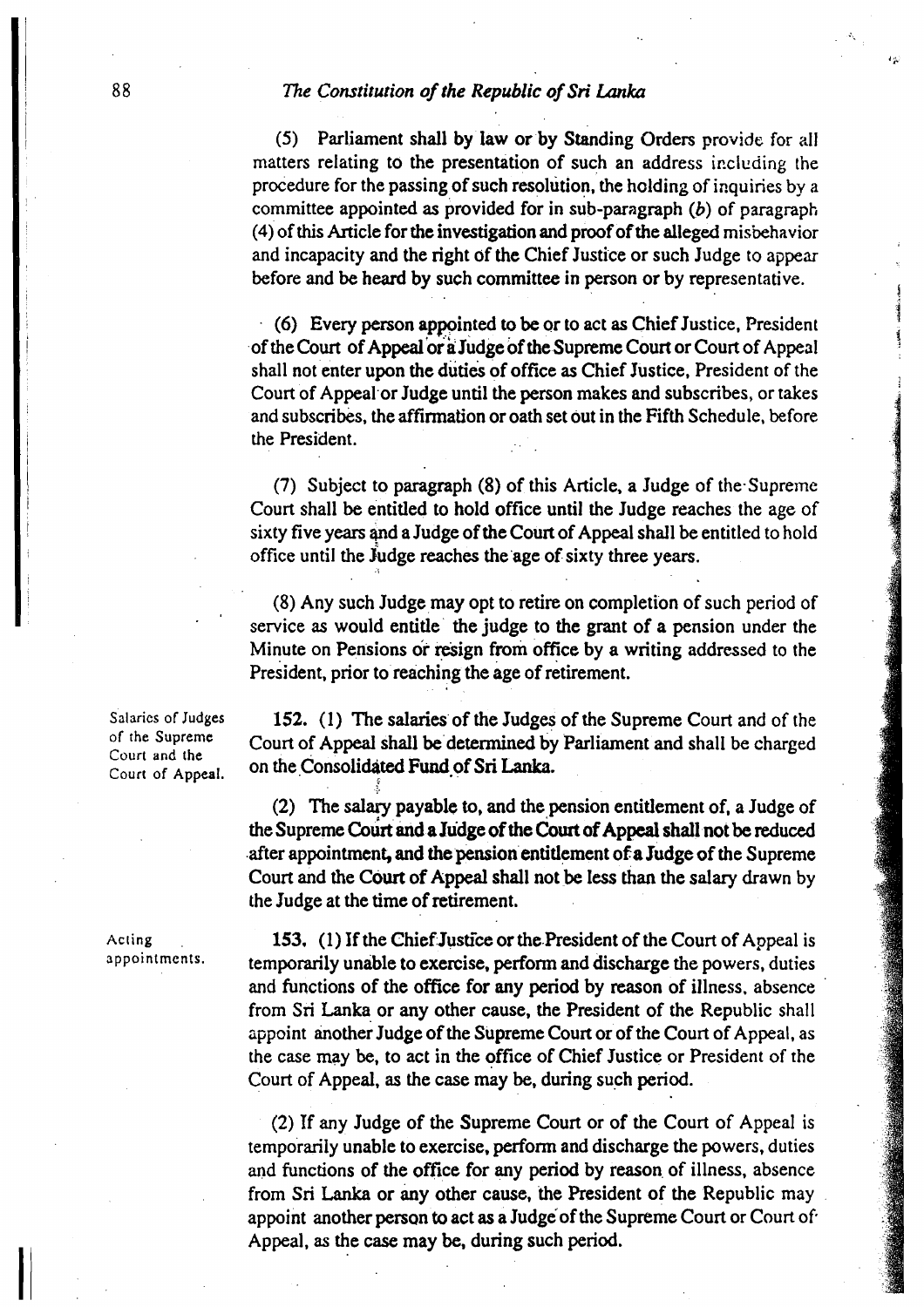(5) Parliament shall by law or by Standing Orders provide for all matters relating to the presentation of such an address including the procedure for the passing of such resolution, the holding of inquiries by a committee appointed as provided for in sub-paragraph (*b*) of paragraph (4) of this Article for the investigation and proof of the alleged misbehavior and incapacity and the right of the Chief Justice or such Judge to appear before and be heard by such committee in person or by representative.

(6) Every person appointed to be or to act as Chief Justice, President of the Court of Appeal or a Judge of the Supreme Court or Court of Appeal shall not enter upon the duties of office as Chief Justice, President of the Court of Appeal or Judge until the person makes and subscribes, or takes and subscribes, the affirmation or oath set out in the Fifth Schedule, before the President.

(7) Subject to paragraph (8) of this Article, a Judge of the Supreme Court shall be entitled to hold office until the Judge reaches the age of sixty five years and a Judge of the Court of Appeal shall be entitled to hold office until the Judge reaches the age of sixty three years.

(8) Any such Judge may opt to retire on completion of such period of service as would entitle the judge to the grant of a pension under the Minute on Pensions or resign from office by a writing addressed to the President, prior to reaching the age of retirement.

*Salaries of Judges of the Supreme Court and the Court of Appeal.*

**152.** (1) The salaries of the Judges of the Supreme Court and of the Court of Appeal shall be determined by Parliament and shall be charged on the Consolidated Fund of Sri Lanka.

(2) The salary payable to, and the pension entitlement of, a Judge of the Supreme Court and a Judge of the Court of Appeal shall not be reduced after appointment, and the pension entitlement of a Judge of the Supreme Court and the Court of Appeal shall not be less than the salary drawn by the Judge at the time of retirement.

*Acting appointments.*

**153.** (1) If the Chief Justice or the President of the Court of Appeal is temporarily unable to exercise, perform and discharge the powers, duties and functions of the office for any period by reason of illness, absence from Sri Lanka or any other cause, the President of the Republic shall appoint another Judge of the Supreme Court or of the Court of Appeal, as the case may be, to act in the office of Chief Justice or President of the Court of Appeal, as the case may be, during such period.

(2) If any Judge of the Supreme Court or of the Court of Appeal is temporarily unable to exercise, perform and discharge the powers, duties and functions of the office for any period by reason of illness, absence from Sri Lanka or any other cause, the President of the Republic may appoint another person to act as a Judge of the Supreme Court or Court of Appeal, as the case may be, during such period.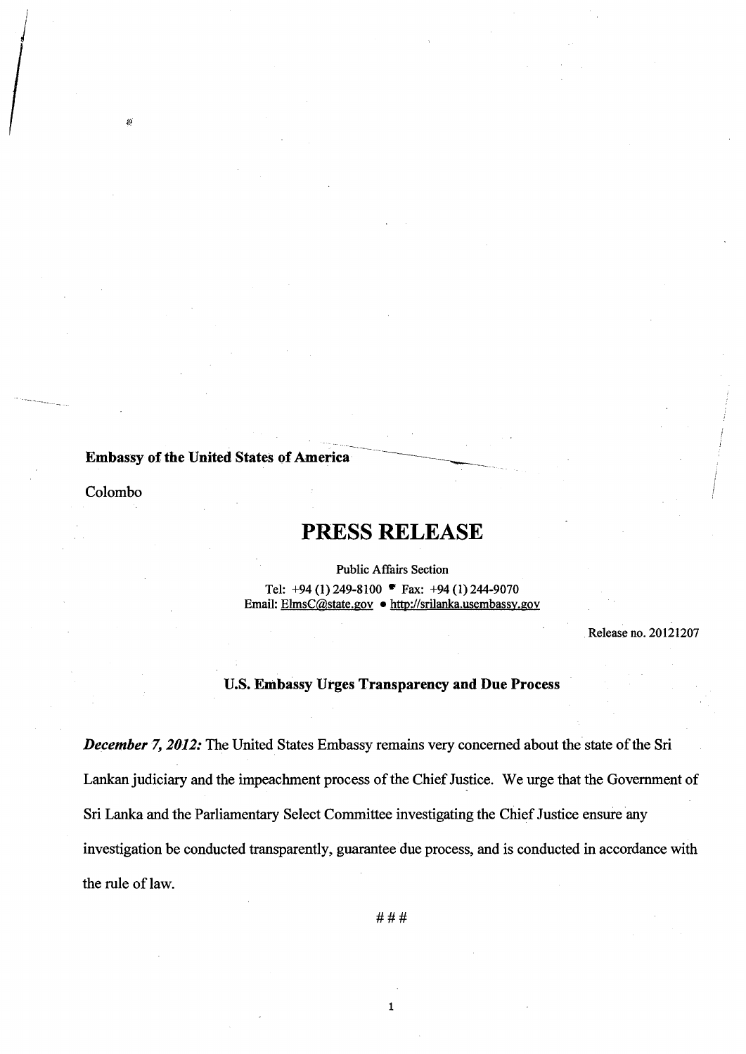**Embassy of the United States of America**

Colombo

# PRESS RELEASE

Public Affairs Section

Tel: +94 (1) 249-8100 • Fax: +94 (1) 244-9070

Email: ElmsC@state.gov • http://srilanka.usembassy.gov

Release no. 20121207

## U.S. Embassy Urges Transparency and Due Process

***December 7, 2012:*** The United States Embassy remains very concerned about the state of the Sri Lankan judiciary and the impeachment process of the Chief Justice. We urge that the Government of Sri Lanka and the Parliamentary Select Committee investigating the Chief Justice ensure any investigation be conducted transparently, guarantee due process, and is conducted in accordance with the rule of law.

# # #